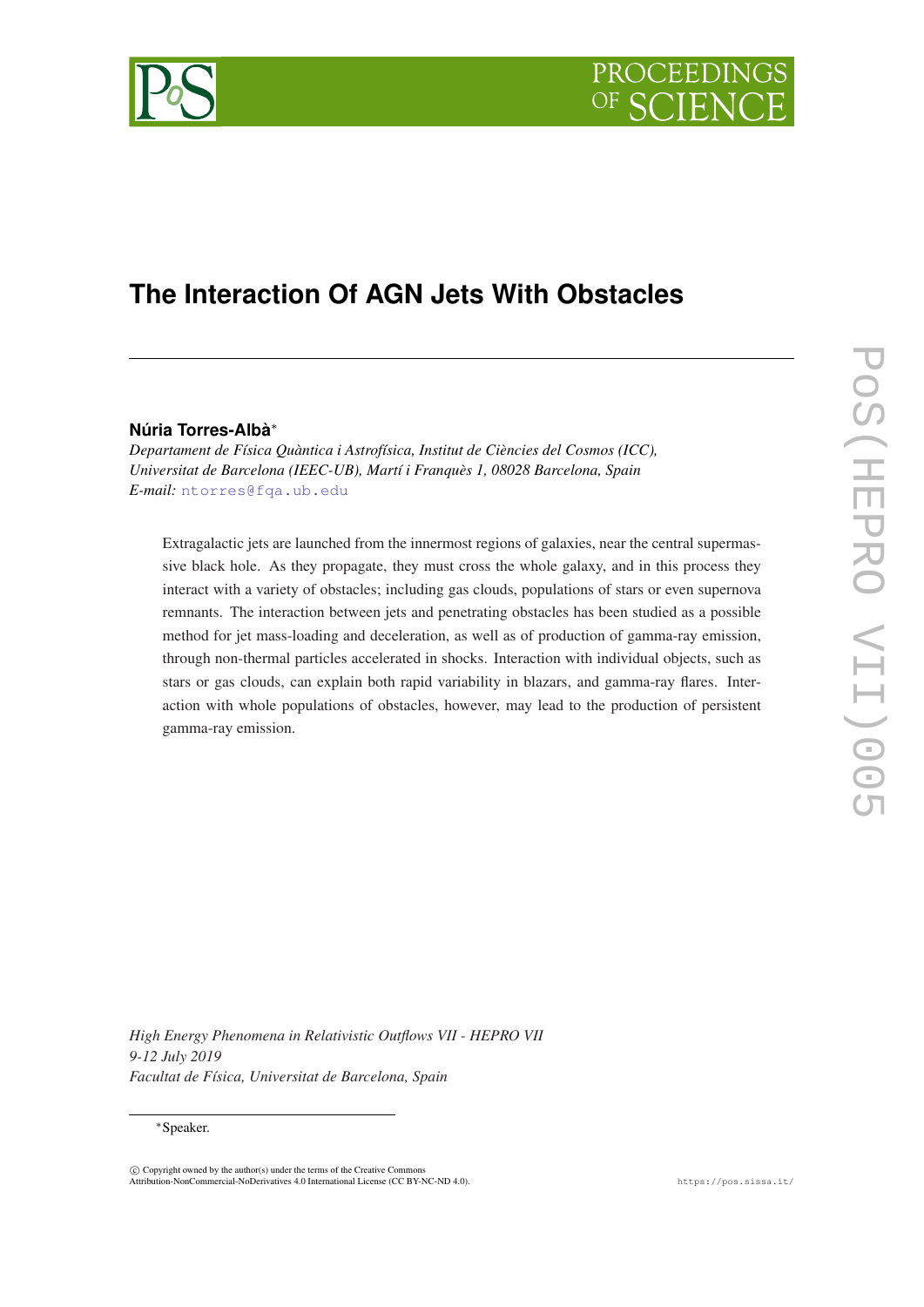# The Interaction Of AGN Jets With Obstacles

**Núria Torres-Albà***

*Departament de Física Quàntica i Astrofísica, Institut de Ciències del Cosmos (ICC), Universitat de Barcelona (IEEC-UB), Martí i Franquès 1, 08028 Barcelona, Spain*
*E-mail:* ntorres@fqa.ub.edu

Extragalactic jets are launched from the innermost regions of galaxies, near the central supermassive black hole. As they propagate, they must cross the whole galaxy, and in this process they interact with a variety of obstacles; including gas clouds, populations of stars or even supernova remnants. The interaction between jets and penetrating obstacles has been studied as a possible method for jet mass-loading and deceleration, as well as of production of gamma-ray emission, through non-thermal particles accelerated in shocks. Interaction with individual objects, such as stars or gas clouds, can explain both rapid variability in blazars, and gamma-ray flares. Interaction with whole populations of obstacles, however, may lead to the production of persistent gamma-ray emission.

*High Energy Phenomena in Relativistic Outflows VII - HEPRO VII*
*9-12 July 2019*
*Facultat de Física, Universitat de Barcelona, Spain*

*Speaker.

© Copyright owned by the author(s) under the terms of the Creative Commons Attribution-NonCommercial-NoDerivatives 4.0 International License (CC BY-NC-ND 4.0).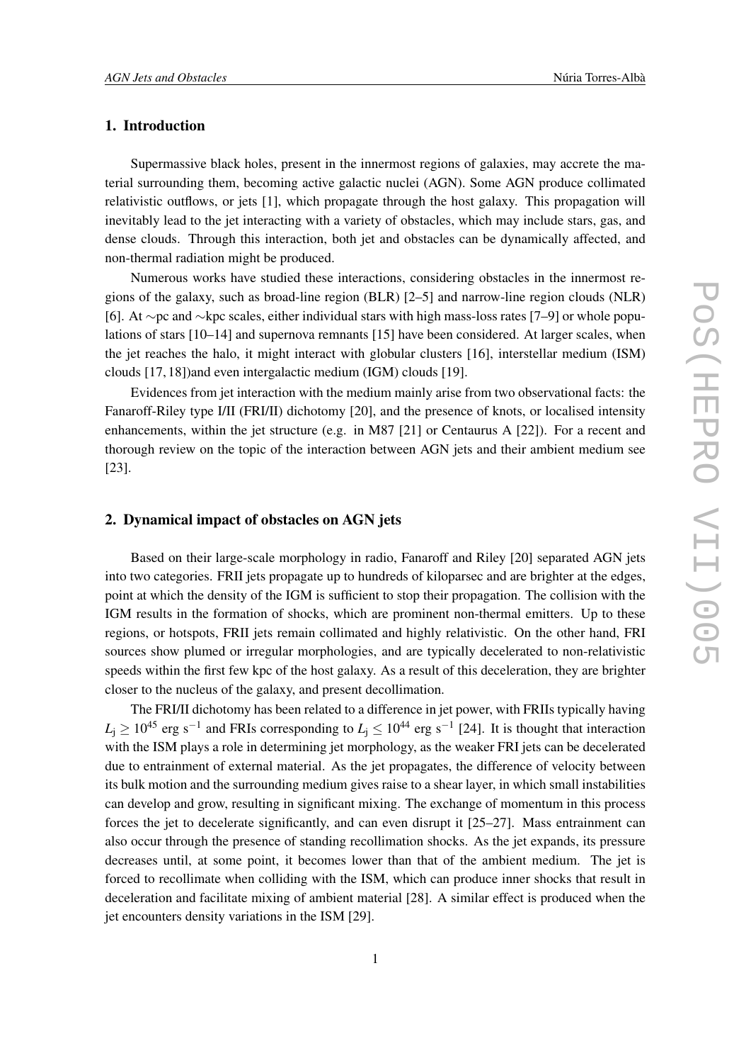## 1. Introduction

Supermassive black holes, present in the innermost regions of galaxies, may accrete the material surrounding them, becoming active galactic nuclei (AGN). Some AGN produce collimated relativistic outflows, or jets [1], which propagate through the host galaxy. This propagation will inevitably lead to the jet interacting with a variety of obstacles, which may include stars, gas, and dense clouds. Through this interaction, both jet and obstacles can be dynamically affected, and non-thermal radiation might be produced.

Numerous works have studied these interactions, considering obstacles in the innermost regions of the galaxy, such as broad-line region (BLR) [2–5] and narrow-line region clouds (NLR) [6]. At $\sim$pc and $\sim$kpc scales, either individual stars with high mass-loss rates [7–9] or whole populations of stars [10–14] and supernova remnants [15] have been considered. At larger scales, when the jet reaches the halo, it might interact with globular clusters [16], interstellar medium (ISM) clouds [17, 18])and even intergalactic medium (IGM) clouds [19].

Evidences from jet interaction with the medium mainly arise from two observational facts: the Fanaroff-Riley type I/II (FRI/II) dichotomy [20], and the presence of knots, or localised intensity enhancements, within the jet structure (e.g. in M87 [21] or Centaurus A [22]). For a recent and thorough review on the topic of the interaction between AGN jets and their ambient medium see [23].

## 2. Dynamical impact of obstacles on AGN jets

Based on their large-scale morphology in radio, Fanaroff and Riley [20] separated AGN jets into two categories. FRII jets propagate up to hundreds of kiloparsec and are brighter at the edges, point at which the density of the IGM is sufficient to stop their propagation. The collision with the IGM results in the formation of shocks, which are prominent non-thermal emitters. Up to these regions, or hotspots, FRII jets remain collimated and highly relativistic. On the other hand, FRI sources show plumed or irregular morphologies, and are typically decelerated to non-relativistic speeds within the first few kpc of the host galaxy. As a result of this deceleration, they are brighter closer to the nucleus of the galaxy, and present decollimation.

The FRI/II dichotomy has been related to a difference in jet power, with FRIIs typically having $L_{\rm j} \geq 10^{45}$ erg s$^{-1}$ and FRIs corresponding to $L_{\rm j} \leq 10^{44}$ erg s$^{-1}$ [24]. It is thought that interaction with the ISM plays a role in determining jet morphology, as the weaker FRI jets can be decelerated due to entrainment of external material. As the jet propagates, the difference of velocity between its bulk motion and the surrounding medium gives rise to a shear layer, in which small instabilities can develop and grow, resulting in significant mixing. The exchange of momentum in this process forces the jet to decelerate significantly, and can even disrupt it [25–27]. Mass entrainment can also occur through the presence of standing recollimation shocks. As the jet expands, its pressure decreases until, at some point, it becomes lower than that of the ambient medium. The jet is forced to recollimate when colliding with the ISM, which can produce inner shocks that result in deceleration and facilitate mixing of ambient material [28]. A similar effect is produced when the jet encounters density variations in the ISM [29].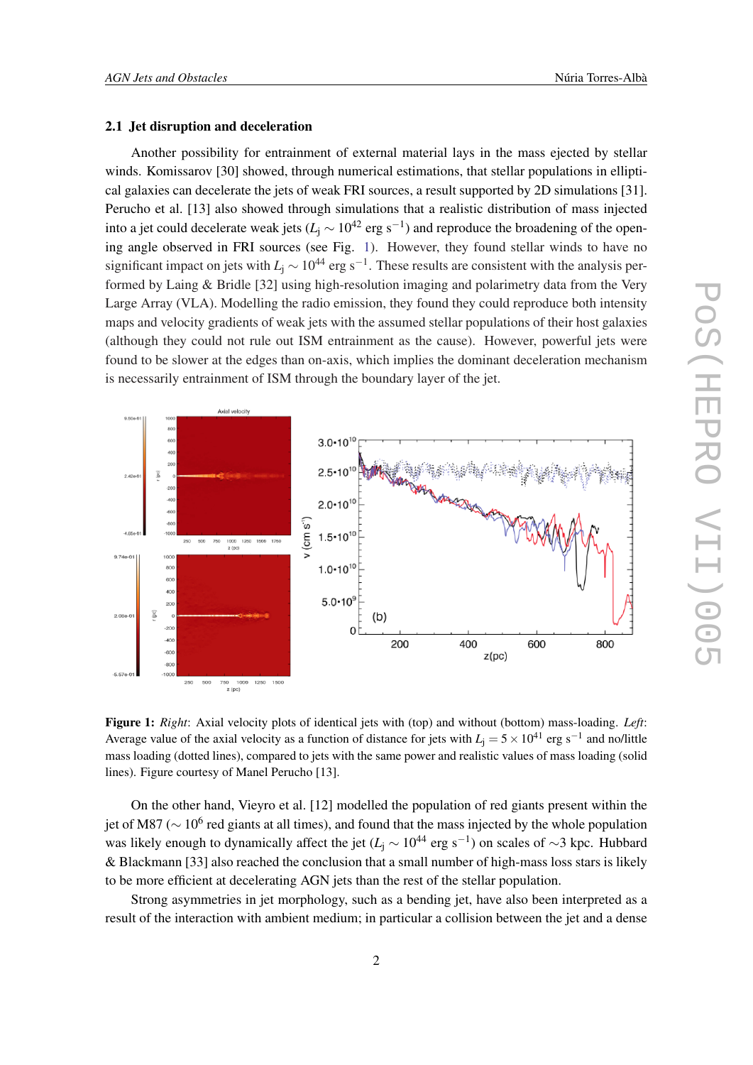### 2.1 Jet disruption and deceleration

Another possibility for entrainment of external material lays in the mass ejected by stellar winds. Komissarov [30] showed, through numerical estimations, that stellar populations in elliptical galaxies can decelerate the jets of weak FRI sources, a result supported by 2D simulations [31]. Perucho et al. [13] also showed through simulations that a realistic distribution of mass injected into a jet could decelerate weak jets ($L_j \sim 10^{42}$ erg s$^{-1}$) and reproduce the broadening of the opening angle observed in FRI sources (see Fig. 1). However, they found stellar winds to have no significant impact on jets with $L_j \sim 10^{44}$ erg s$^{-1}$. These results are consistent with the analysis performed by Laing & Bridle [32] using high-resolution imaging and polarimetry data from the Very Large Array (VLA). Modelling the radio emission, they found they could reproduce both intensity maps and velocity gradients of weak jets with the assumed stellar populations of their host galaxies (although they could not rule out ISM entrainment as the cause). However, powerful jets were found to be slower at the edges than on-axis, which implies the dominant deceleration mechanism is necessarily entrainment of ISM through the boundary layer of the jet.

**Figure 1:** *Right*: Axial velocity plots of identical jets with (top) and without (bottom) mass-loading. *Left*: Average value of the axial velocity as a function of distance for jets with $L_j = 5 \times 10^{41}$ erg s$^{-1}$ and no/little mass loading (dotted lines), compared to jets with the same power and realistic values of mass loading (solid lines). Figure courtesy of Manel Perucho [13].

On the other hand, Vieyro et al. [12] modelled the population of red giants present within the jet of M87 ($\sim 10^6$ red giants at all times), and found that the mass injected by the whole population was likely enough to dynamically affect the jet ($L_j \sim 10^{44}$ erg s$^{-1}$) on scales of $\sim$3 kpc. Hubbard & Blackmann [33] also reached the conclusion that a small number of high-mass loss stars is likely to be more efficient at decelerating AGN jets than the rest of the stellar population.

Strong asymmetries in jet morphology, such as a bending jet, have also been interpreted as a result of the interaction with ambient medium; in particular a collision between the jet and a dense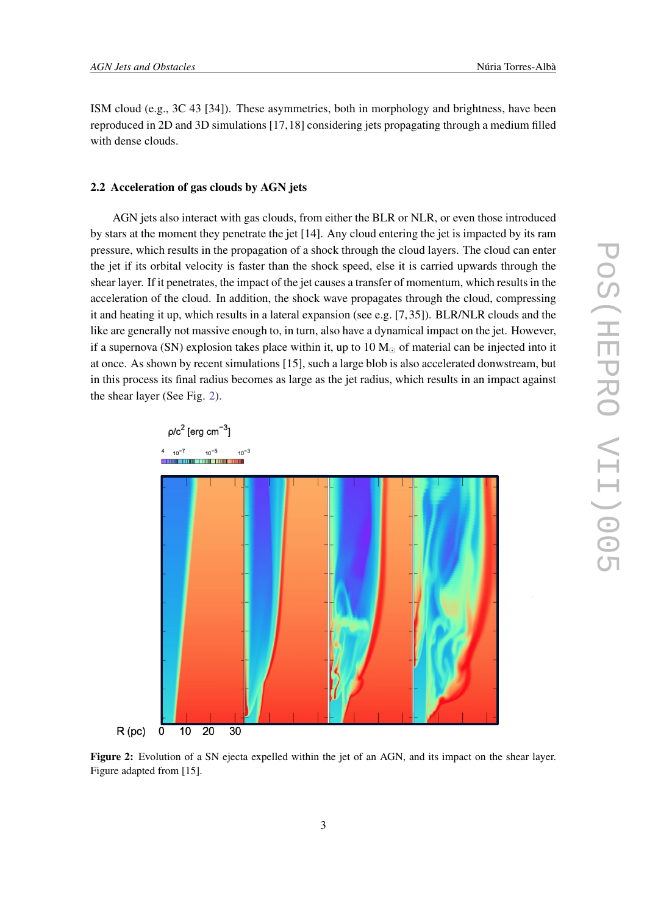ISM cloud (e.g., 3C 43 [34]). These asymmetries, both in morphology and brightness, have been reproduced in 2D and 3D simulations [17,18] considering jets propagating through a medium filled with dense clouds.

### 2.2 Acceleration of gas clouds by AGN jets

AGN jets also interact with gas clouds, from either the BLR or NLR, or even those introduced by stars at the moment they penetrate the jet [14]. Any cloud entering the jet is impacted by its ram pressure, which results in the propagation of a shock through the cloud layers. The cloud can enter the jet if its orbital velocity is faster than the shock speed, else it is carried upwards through the shear layer. If it penetrates, the impact of the jet causes a transfer of momentum, which results in the acceleration of the cloud. In addition, the shock wave propagates through the cloud, compressing it and heating it up, which results in a lateral expansion (see e.g. [7,35]). BLR/NLR clouds and the like are generally not massive enough to, in turn, also have a dynamical impact on the jet. However, if a supernova (SN) explosion takes place within it, up to 10 $M_{\odot}$ of material can be injected into it at once. As shown by recent simulations [15], such a large blob is also accelerated donwstream, but in this process its final radius becomes as large as the jet radius, which results in an impact against the shear layer (See Fig. 2).

**Figure 2:** Evolution of a SN ejecta expelled within the jet of an AGN, and its impact on the shear layer. Figure adapted from [15].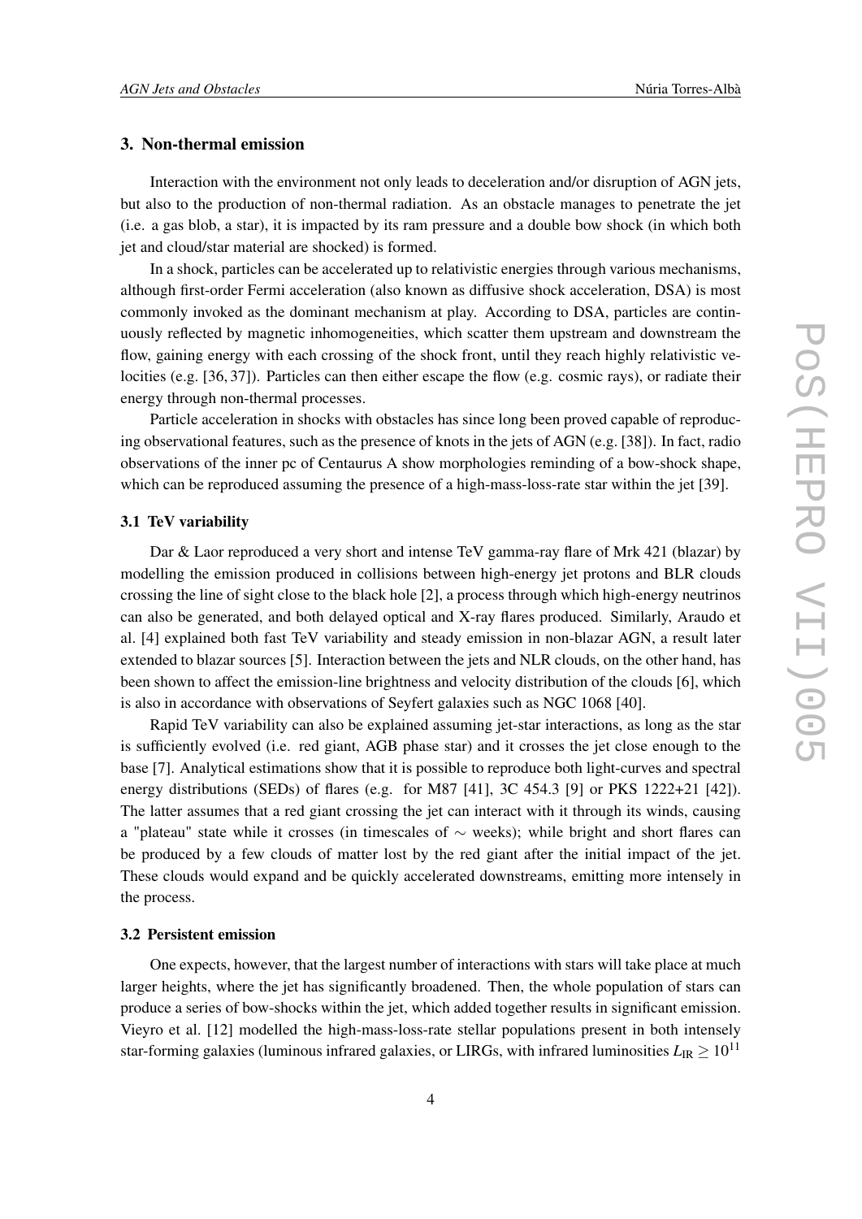## 3. Non-thermal emission

Interaction with the environment not only leads to deceleration and/or disruption of AGN jets, but also to the production of non-thermal radiation. As an obstacle manages to penetrate the jet (i.e. a gas blob, a star), it is impacted by its ram pressure and a double bow shock (in which both jet and cloud/star material are shocked) is formed.

In a shock, particles can be accelerated up to relativistic energies through various mechanisms, although first-order Fermi acceleration (also known as diffusive shock acceleration, DSA) is most commonly invoked as the dominant mechanism at play. According to DSA, particles are continuously reflected by magnetic inhomogeneities, which scatter them upstream and downstream the flow, gaining energy with each crossing of the shock front, until they reach highly relativistic velocities (e.g. [36, 37]). Particles can then either escape the flow (e.g. cosmic rays), or radiate their energy through non-thermal processes.

Particle acceleration in shocks with obstacles has since long been proved capable of reproducing observational features, such as the presence of knots in the jets of AGN (e.g. [38]). In fact, radio observations of the inner pc of Centaurus A show morphologies reminding of a bow-shock shape, which can be reproduced assuming the presence of a high-mass-loss-rate star within the jet [39].

### 3.1 TeV variability

Dar & Laor reproduced a very short and intense TeV gamma-ray flare of Mrk 421 (blazar) by modelling the emission produced in collisions between high-energy jet protons and BLR clouds crossing the line of sight close to the black hole [2], a process through which high-energy neutrinos can also be generated, and both delayed optical and X-ray flares produced. Similarly, Araudo et al. [4] explained both fast TeV variability and steady emission in non-blazar AGN, a result later extended to blazar sources [5]. Interaction between the jets and NLR clouds, on the other hand, has been shown to affect the emission-line brightness and velocity distribution of the clouds [6], which is also in accordance with observations of Seyfert galaxies such as NGC 1068 [40].

Rapid TeV variability can also be explained assuming jet-star interactions, as long as the star is sufficiently evolved (i.e. red giant, AGB phase star) and it crosses the jet close enough to the base [7]. Analytical estimations show that it is possible to reproduce both light-curves and spectral energy distributions (SEDs) of flares (e.g. for M87 [41], 3C 454.3 [9] or PKS 1222+21 [42]). The latter assumes that a red giant crossing the jet can interact with it through its winds, causing a "plateau" state while it crosses (in timescales of $\sim$ weeks); while bright and short flares can be produced by a few clouds of matter lost by the red giant after the initial impact of the jet. These clouds would expand and be quickly accelerated downstreams, emitting more intensely in the process.

### 3.2 Persistent emission

One expects, however, that the largest number of interactions with stars will take place at much larger heights, where the jet has significantly broadened. Then, the whole population of stars can produce a series of bow-shocks within the jet, which added together results in significant emission. Vieyro et al. [12] modelled the high-mass-loss-rate stellar populations present in both intensely star-forming galaxies (luminous infrared galaxies, or LIRGs, with infrared luminosities $L_{\rm IR} \geq 10^{11}$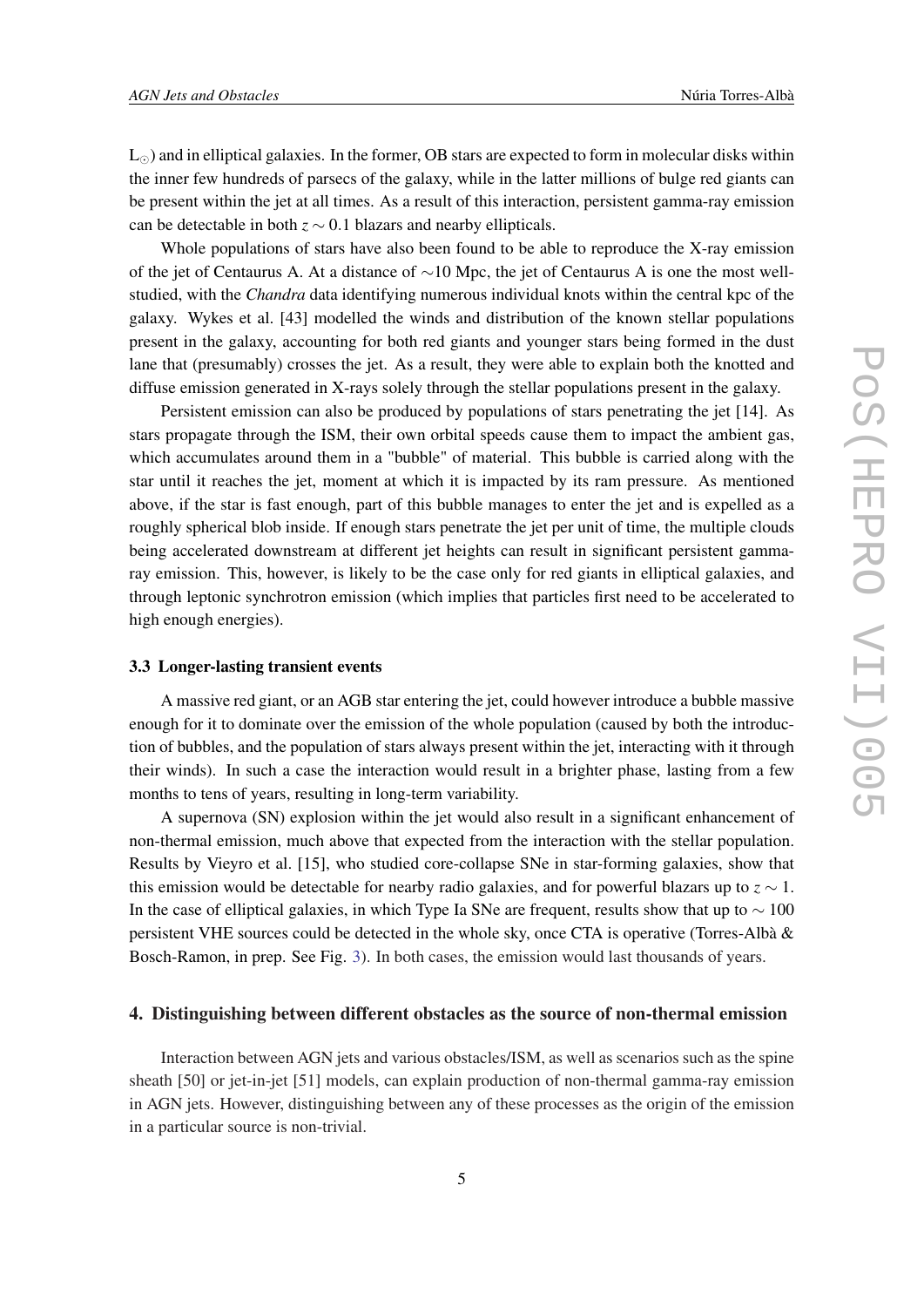$L_{\odot}$) and in elliptical galaxies. In the former, OB stars are expected to form in molecular disks within the inner few hundreds of parsecs of the galaxy, while in the latter millions of bulge red giants can be present within the jet at all times. As a result of this interaction, persistent gamma-ray emission can be detectable in both $z \sim 0.1$ blazars and nearby ellipticals.

Whole populations of stars have also been found to be able to reproduce the X-ray emission of the jet of Centaurus A. At a distance of $\sim$10 Mpc, the jet of Centaurus A is one the most well-studied, with the *Chandra* data identifying numerous individual knots within the central kpc of the galaxy. Wykes et al. [43] modelled the winds and distribution of the known stellar populations present in the galaxy, accounting for both red giants and younger stars being formed in the dust lane that (presumably) crosses the jet. As a result, they were able to explain both the knotted and diffuse emission generated in X-rays solely through the stellar populations present in the galaxy.

Persistent emission can also be produced by populations of stars penetrating the jet [14]. As stars propagate through the ISM, their own orbital speeds cause them to impact the ambient gas, which accumulates around them in a "bubble" of material. This bubble is carried along with the star until it reaches the jet, moment at which it is impacted by its ram pressure. As mentioned above, if the star is fast enough, part of this bubble manages to enter the jet and is expelled as a roughly spherical blob inside. If enough stars penetrate the jet per unit of time, the multiple clouds being accelerated downstream at different jet heights can result in significant persistent gamma-ray emission. This, however, is likely to be the case only for red giants in elliptical galaxies, and through leptonic synchrotron emission (which implies that particles first need to be accelerated to high enough energies).

### 3.3 Longer-lasting transient events

A massive red giant, or an AGB star entering the jet, could however introduce a bubble massive enough for it to dominate over the emission of the whole population (caused by both the introduction of bubbles, and the population of stars always present within the jet, interacting with it through their winds). In such a case the interaction would result in a brighter phase, lasting from a few months to tens of years, resulting in long-term variability.

A supernova (SN) explosion within the jet would also result in a significant enhancement of non-thermal emission, much above that expected from the interaction with the stellar population. Results by Vieyro et al. [15], who studied core-collapse SNe in star-forming galaxies, show that this emission would be detectable for nearby radio galaxies, and for powerful blazars up to $z \sim 1$. In the case of elliptical galaxies, in which Type Ia SNe are frequent, results show that up to $\sim 100$ persistent VHE sources could be detected in the whole sky, once CTA is operative (Torres-Albà & Bosch-Ramon, in prep. See Fig. 3). In both cases, the emission would last thousands of years.

## 4. Distinguishing between different obstacles as the source of non-thermal emission

Interaction between AGN jets and various obstacles/ISM, as well as scenarios such as the spine sheath [50] or jet-in-jet [51] models, can explain production of non-thermal gamma-ray emission in AGN jets. However, distinguishing between any of these processes as the origin of the emission in a particular source is non-trivial.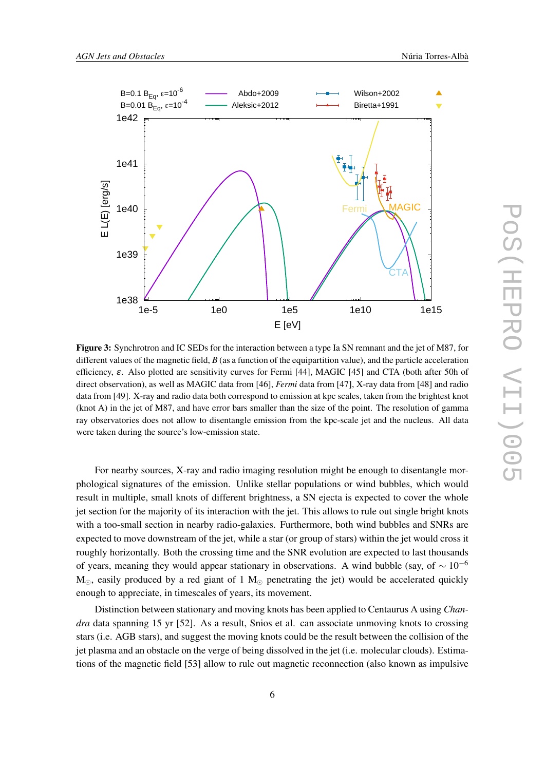**Figure 3:** Synchrotron and IC SEDs for the interaction between a type Ia SN remnant and the jet of M87, for different values of the magnetic field, $B$ (as a function of the equipartition value), and the particle acceleration efficiency, $\varepsilon$. Also plotted are sensitivity curves for Fermi [44], MAGIC [45] and CTA (both after 50h of direct observation), as well as MAGIC data from [46], *Fermi* data from [47], X-ray data from [48] and radio data from [49]. X-ray and radio data both correspond to emission at kpc scales, taken from the brightest knot (knot A) in the jet of M87, and have error bars smaller than the size of the point. The resolution of gamma ray observatories does not allow to disentangle emission from the kpc-scale jet and the nucleus. All data were taken during the source's low-emission state.

For nearby sources, X-ray and radio imaging resolution might be enough to disentangle morphological signatures of the emission. Unlike stellar populations or wind bubbles, which would result in multiple, small knots of different brightness, a SN ejecta is expected to cover the whole jet section for the majority of its interaction with the jet. This allows to rule out single bright knots with a too-small section in nearby radio-galaxies. Furthermore, both wind bubbles and SNRs are expected to move downstream of the jet, while a star (or group of stars) within the jet would cross it roughly horizontally. Both the crossing time and the SNR evolution are expected to last thousands of years, meaning they would appear stationary in observations. A wind bubble (say, of $\sim 10^{-6}$ $M_\odot$, easily produced by a red giant of 1 $M_\odot$ penetrating the jet) would be accelerated quickly enough to appreciate, in timescales of years, its movement.

Distinction between stationary and moving knots has been applied to Centaurus A using *Chandra* data spanning 15 yr [52]. As a result, Snios et al. can associate unmoving knots to crossing stars (i.e. AGB stars), and suggest the moving knots could be the result between the collision of the jet plasma and an obstacle on the verge of being dissolved in the jet (i.e. molecular clouds). Estimations of the magnetic field [53] allow to rule out magnetic reconnection (also known as impulsive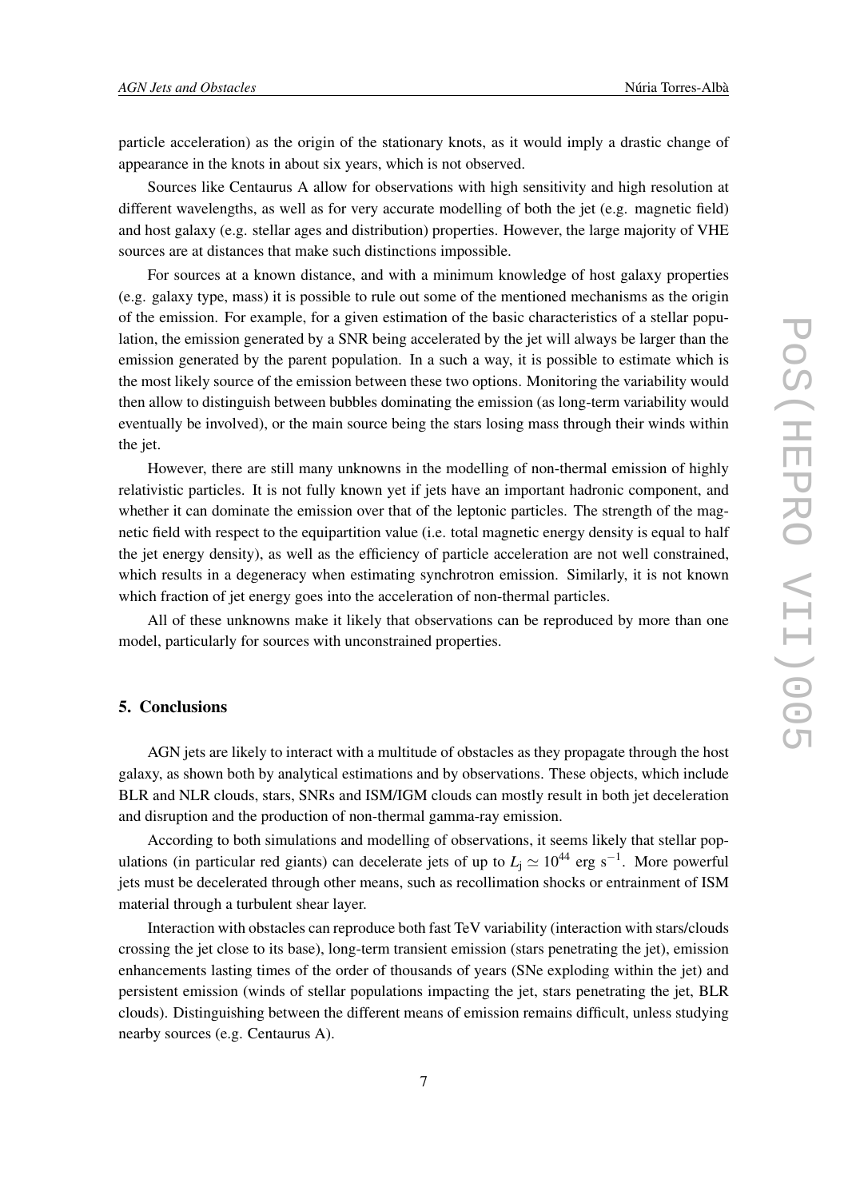particle acceleration) as the origin of the stationary knots, as it would imply a drastic change of appearance in the knots in about six years, which is not observed.

Sources like Centaurus A allow for observations with high sensitivity and high resolution at different wavelengths, as well as for very accurate modelling of both the jet (e.g. magnetic field) and host galaxy (e.g. stellar ages and distribution) properties. However, the large majority of VHE sources are at distances that make such distinctions impossible.

For sources at a known distance, and with a minimum knowledge of host galaxy properties (e.g. galaxy type, mass) it is possible to rule out some of the mentioned mechanisms as the origin of the emission. For example, for a given estimation of the basic characteristics of a stellar population, the emission generated by a SNR being accelerated by the jet will always be larger than the emission generated by the parent population. In a such a way, it is possible to estimate which is the most likely source of the emission between these two options. Monitoring the variability would then allow to distinguish between bubbles dominating the emission (as long-term variability would eventually be involved), or the main source being the stars losing mass through their winds within the jet.

However, there are still many unknowns in the modelling of non-thermal emission of highly relativistic particles. It is not fully known yet if jets have an important hadronic component, and whether it can dominate the emission over that of the leptonic particles. The strength of the magnetic field with respect to the equipartition value (i.e. total magnetic energy density is equal to half the jet energy density), as well as the efficiency of particle acceleration are not well constrained, which results in a degeneracy when estimating synchrotron emission. Similarly, it is not known which fraction of jet energy goes into the acceleration of non-thermal particles.

All of these unknowns make it likely that observations can be reproduced by more than one model, particularly for sources with unconstrained properties.

## 5. Conclusions

AGN jets are likely to interact with a multitude of obstacles as they propagate through the host galaxy, as shown both by analytical estimations and by observations. These objects, which include BLR and NLR clouds, stars, SNRs and ISM/IGM clouds can mostly result in both jet deceleration and disruption and the production of non-thermal gamma-ray emission.

According to both simulations and modelling of observations, it seems likely that stellar populations (in particular red giants) can decelerate jets of up to $L_{\rm j} \simeq 10^{44}$ erg s$^{-1}$. More powerful jets must be decelerated through other means, such as recollimation shocks or entrainment of ISM material through a turbulent shear layer.

Interaction with obstacles can reproduce both fast TeV variability (interaction with stars/clouds crossing the jet close to its base), long-term transient emission (stars penetrating the jet), emission enhancements lasting times of the order of thousands of years (SNe exploding within the jet) and persistent emission (winds of stellar populations impacting the jet, stars penetrating the jet, BLR clouds). Distinguishing between the different means of emission remains difficult, unless studying nearby sources (e.g. Centaurus A).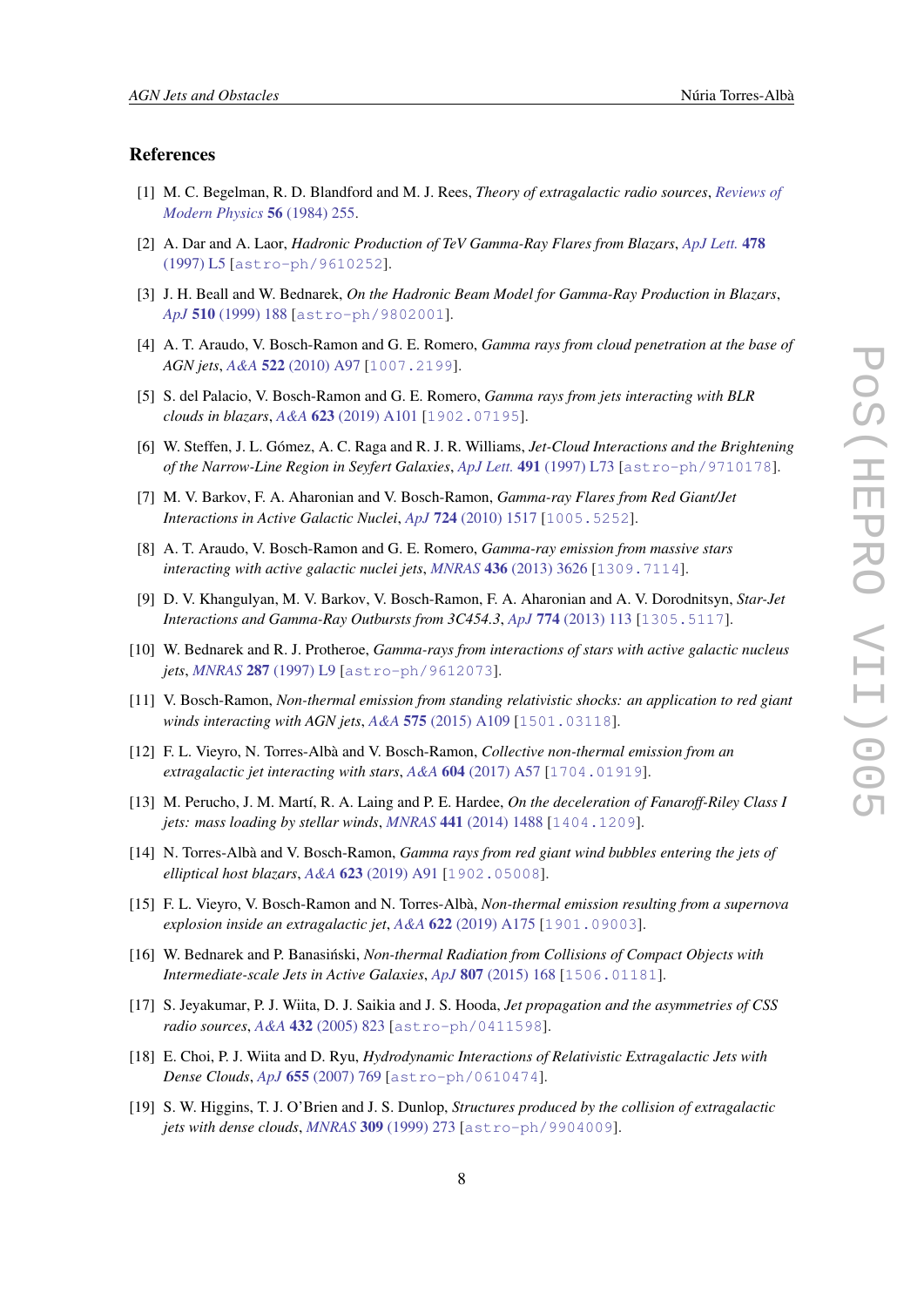## References

[1] M. C. Begelman, R. D. Blandford and M. J. Rees, *Theory of extragalactic radio sources*, *Reviews of Modern Physics* **56** (1984) 255.

[2] A. Dar and A. Laor, *Hadronic Production of TeV Gamma-Ray Flares from Blazars*, *ApJ Lett.* **478** (1997) L5 [astro-ph/9610252].

[3] J. H. Beall and W. Bednarek, *On the Hadronic Beam Model for Gamma-Ray Production in Blazars*, *ApJ* **510** (1999) 188 [astro-ph/9802001].

[4] A. T. Araudo, V. Bosch-Ramon and G. E. Romero, *Gamma rays from cloud penetration at the base of AGN jets*, *A&A* **522** (2010) A97 [1007.2199].

[5] S. del Palacio, V. Bosch-Ramon and G. E. Romero, *Gamma rays from jets interacting with BLR clouds in blazars*, *A&A* **623** (2019) A101 [1902.07195].

[6] W. Steffen, J. L. Gómez, A. C. Raga and R. J. R. Williams, *Jet-Cloud Interactions and the Brightening of the Narrow-Line Region in Seyfert Galaxies*, *ApJ Lett.* **491** (1997) L73 [astro-ph/9710178].

[7] M. V. Barkov, F. A. Aharonian and V. Bosch-Ramon, *Gamma-ray Flares from Red Giant/Jet Interactions in Active Galactic Nuclei*, *ApJ* **724** (2010) 1517 [1005.5252].

[8] A. T. Araudo, V. Bosch-Ramon and G. E. Romero, *Gamma-ray emission from massive stars interacting with active galactic nuclei jets*, *MNRAS* **436** (2013) 3626 [1309.7114].

[9] D. V. Khangulyan, M. V. Barkov, V. Bosch-Ramon, F. A. Aharonian and A. V. Dorodnitsyn, *Star-Jet Interactions and Gamma-Ray Outbursts from 3C454.3*, *ApJ* **774** (2013) 113 [1305.5117].

[10] W. Bednarek and R. J. Protheroe, *Gamma-rays from interactions of stars with active galactic nucleus jets*, *MNRAS* **287** (1997) L9 [astro-ph/9612073].

[11] V. Bosch-Ramon, *Non-thermal emission from standing relativistic shocks: an application to red giant winds interacting with AGN jets*, *A&A* **575** (2015) A109 [1501.03118].

[12] F. L. Vieyro, N. Torres-Albà and V. Bosch-Ramon, *Collective non-thermal emission from an extragalactic jet interacting with stars*, *A&A* **604** (2017) A57 [1704.01919].

[13] M. Perucho, J. M. Martí, R. A. Laing and P. E. Hardee, *On the deceleration of Fanaroff-Riley Class I jets: mass loading by stellar winds*, *MNRAS* **441** (2014) 1488 [1404.1209].

[14] N. Torres-Albà and V. Bosch-Ramon, *Gamma rays from red giant wind bubbles entering the jets of elliptical host blazars*, *A&A* **623** (2019) A91 [1902.05008].

[15] F. L. Vieyro, V. Bosch-Ramon and N. Torres-Albà, *Non-thermal emission resulting from a supernova explosion inside an extragalactic jet*, *A&A* **622** (2019) A175 [1901.09003].

[16] W. Bednarek and P. Banasiński, *Non-thermal Radiation from Collisions of Compact Objects with Intermediate-scale Jets in Active Galaxies*, *ApJ* **807** (2015) 168 [1506.01181].

[17] S. Jeyakumar, P. J. Wiita, D. J. Saikia and J. S. Hooda, *Jet propagation and the asymmetries of CSS radio sources*, *A&A* **432** (2005) 823 [astro-ph/0411598].

[18] E. Choi, P. J. Wiita and D. Ryu, *Hydrodynamic Interactions of Relativistic Extragalactic Jets with Dense Clouds*, *ApJ* **655** (2007) 769 [astro-ph/0610474].

[19] S. W. Higgins, T. J. O'Brien and J. S. Dunlop, *Structures produced by the collision of extragalactic jets with dense clouds*, *MNRAS* **309** (1999) 273 [astro-ph/9904009].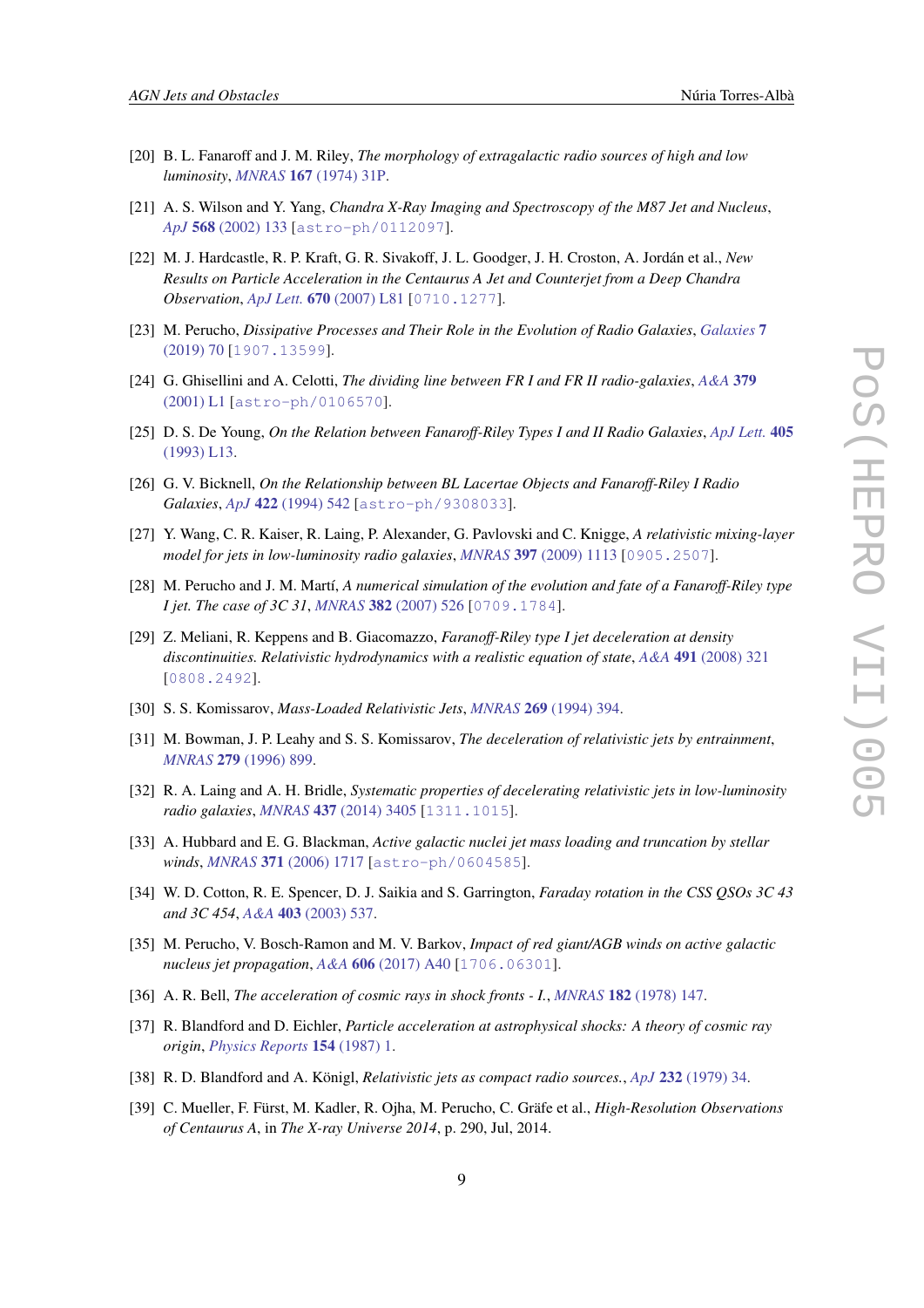[20] B. L. Fanaroff and J. M. Riley, *The morphology of extragalactic radio sources of high and low luminosity*, *MNRAS* **167** (1974) 31P.

[21] A. S. Wilson and Y. Yang, *Chandra X-Ray Imaging and Spectroscopy of the M87 Jet and Nucleus*, *ApJ* **568** (2002) 133 [astro-ph/0112097].

[22] M. J. Hardcastle, R. P. Kraft, G. R. Sivakoff, J. L. Goodger, J. H. Croston, A. Jordán et al., *New Results on Particle Acceleration in the Centaurus A Jet and Counterjet from a Deep Chandra Observation*, *ApJ Lett.* **670** (2007) L81 [0710.1277].

[23] M. Perucho, *Dissipative Processes and Their Role in the Evolution of Radio Galaxies*, *Galaxies* **7** (2019) 70 [1907.13599].

[24] G. Ghisellini and A. Celotti, *The dividing line between FR I and FR II radio-galaxies*, *A&A* **379** (2001) L1 [astro-ph/0106570].

[25] D. S. De Young, *On the Relation between Fanaroff-Riley Types I and II Radio Galaxies*, *ApJ Lett.* **405** (1993) L13.

[26] G. V. Bicknell, *On the Relationship between BL Lacertae Objects and Fanaroff-Riley I Radio Galaxies*, *ApJ* **422** (1994) 542 [astro-ph/9308033].

[27] Y. Wang, C. R. Kaiser, R. Laing, P. Alexander, G. Pavlovski and C. Knigge, *A relativistic mixing-layer model for jets in low-luminosity radio galaxies*, *MNRAS* **397** (2009) 1113 [0905.2507].

[28] M. Perucho and J. M. Martí, *A numerical simulation of the evolution and fate of a Fanaroff-Riley type I jet. The case of 3C 31*, *MNRAS* **382** (2007) 526 [0709.1784].

[29] Z. Meliani, R. Keppens and B. Giacomazzo, *Faranoff-Riley type I jet deceleration at density discontinuities. Relativistic hydrodynamics with a realistic equation of state*, *A&A* **491** (2008) 321 [0808.2492].

[30] S. S. Komissarov, *Mass-Loaded Relativistic Jets*, *MNRAS* **269** (1994) 394.

[31] M. Bowman, J. P. Leahy and S. S. Komissarov, *The deceleration of relativistic jets by entrainment*, *MNRAS* **279** (1996) 899.

[32] R. A. Laing and A. H. Bridle, *Systematic properties of decelerating relativistic jets in low-luminosity radio galaxies*, *MNRAS* **437** (2014) 3405 [1311.1015].

[33] A. Hubbard and E. G. Blackman, *Active galactic nuclei jet mass loading and truncation by stellar winds*, *MNRAS* **371** (2006) 1717 [astro-ph/0604585].

[34] W. D. Cotton, R. E. Spencer, D. J. Saikia and S. Garrington, *Faraday rotation in the CSS QSOs 3C 43 and 3C 454*, *A&A* **403** (2003) 537.

[35] M. Perucho, V. Bosch-Ramon and M. V. Barkov, *Impact of red giant/AGB winds on active galactic nucleus jet propagation*, *A&A* **606** (2017) A40 [1706.06301].

[36] A. R. Bell, *The acceleration of cosmic rays in shock fronts - I.*, *MNRAS* **182** (1978) 147.

[37] R. Blandford and D. Eichler, *Particle acceleration at astrophysical shocks: A theory of cosmic ray origin*, *Physics Reports* **154** (1987) 1.

[38] R. D. Blandford and A. Königl, *Relativistic jets as compact radio sources.*, *ApJ* **232** (1979) 34.

[39] C. Mueller, F. Fürst, M. Kadler, R. Ojha, M. Perucho, C. Gräfe et al., *High-Resolution Observations of Centaurus A*, in *The X-ray Universe 2014*, p. 290, Jul, 2014.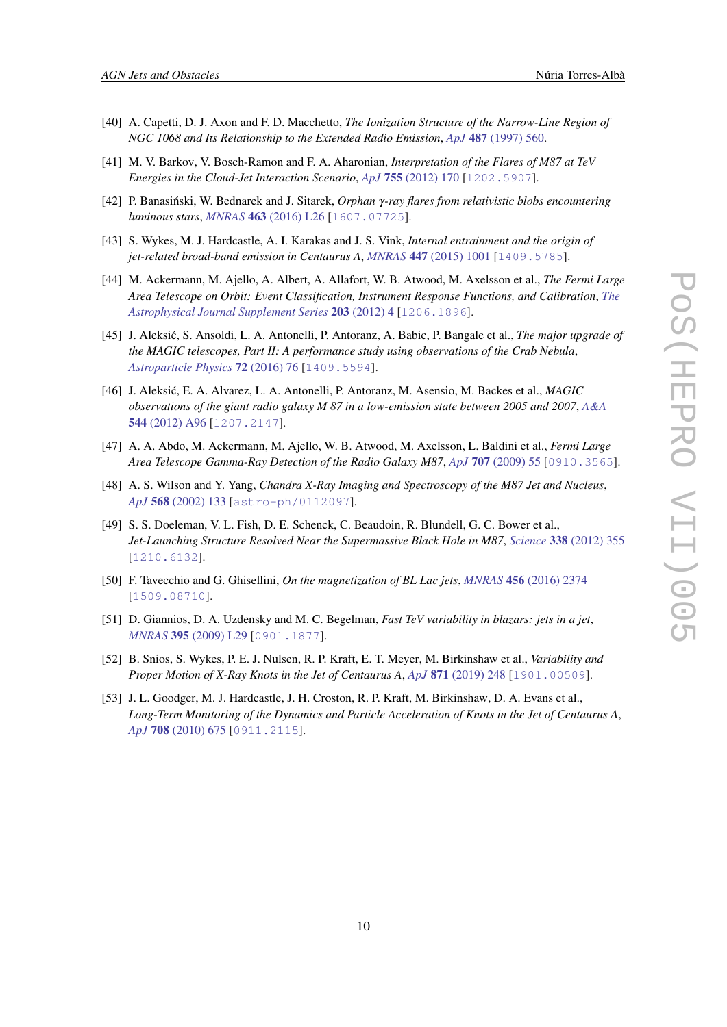[40] A. Capetti, D. J. Axon and F. D. Macchetto, *The Ionization Structure of the Narrow-Line Region of NGC 1068 and Its Relationship to the Extended Radio Emission*, ApJ **487** (1997) 560.

[41] M. V. Barkov, V. Bosch-Ramon and F. A. Aharonian, *Interpretation of the Flares of M87 at TeV Energies in the Cloud-Jet Interaction Scenario*, ApJ **755** (2012) 170 [1202.5907].

[42] P. Banasiński, W. Bednarek and J. Sitarek, *Orphan $\gamma$-ray flares from relativistic blobs encountering luminous stars*, MNRAS **463** (2016) L26 [1607.07725].

[43] S. Wykes, M. J. Hardcastle, A. I. Karakas and J. S. Vink, *Internal entrainment and the origin of jet-related broad-band emission in Centaurus A*, MNRAS **447** (2015) 1001 [1409.5785].

[44] M. Ackermann, M. Ajello, A. Albert, A. Allafort, W. B. Atwood, M. Axelsson et al., *The Fermi Large Area Telescope on Orbit: Event Classification, Instrument Response Functions, and Calibration*, The Astrophysical Journal Supplement Series **203** (2012) 4 [1206.1896].

[45] J. Aleksić, S. Ansoldi, L. A. Antonelli, P. Antoranz, A. Babic, P. Bangale et al., *The major upgrade of the MAGIC telescopes, Part II: A performance study using observations of the Crab Nebula*, Astroparticle Physics **72** (2016) 76 [1409.5594].

[46] J. Aleksić, E. A. Alvarez, L. A. Antonelli, P. Antoranz, M. Asensio, M. Backes et al., *MAGIC observations of the giant radio galaxy M 87 in a low-emission state between 2005 and 2007*, A&A **544** (2012) A96 [1207.2147].

[47] A. A. Abdo, M. Ackermann, M. Ajello, W. B. Atwood, M. Axelsson, L. Baldini et al., *Fermi Large Area Telescope Gamma-Ray Detection of the Radio Galaxy M87*, ApJ **707** (2009) 55 [0910.3565].

[48] A. S. Wilson and Y. Yang, *Chandra X-Ray Imaging and Spectroscopy of the M87 Jet and Nucleus*, ApJ **568** (2002) 133 [astro-ph/0112097].

[49] S. S. Doeleman, V. L. Fish, D. E. Schenck, C. Beaudoin, R. Blundell, G. C. Bower et al., *Jet-Launching Structure Resolved Near the Supermassive Black Hole in M87*, Science **338** (2012) 355 [1210.6132].

[50] F. Tavecchio and G. Ghisellini, *On the magnetization of BL Lac jets*, MNRAS **456** (2016) 2374 [1509.08710].

[51] D. Giannios, D. A. Uzdensky and M. C. Begelman, *Fast TeV variability in blazars: jets in a jet*, MNRAS **395** (2009) L29 [0901.1877].

[52] B. Snios, S. Wykes, P. E. J. Nulsen, R. P. Kraft, E. T. Meyer, M. Birkinshaw et al., *Variability and Proper Motion of X-Ray Knots in the Jet of Centaurus A*, ApJ **871** (2019) 248 [1901.00509].

[53] J. L. Goodger, M. J. Hardcastle, J. H. Croston, R. P. Kraft, M. Birkinshaw, D. A. Evans et al., *Long-Term Monitoring of the Dynamics and Particle Acceleration of Knots in the Jet of Centaurus A*, ApJ **708** (2010) 675 [0911.2115].